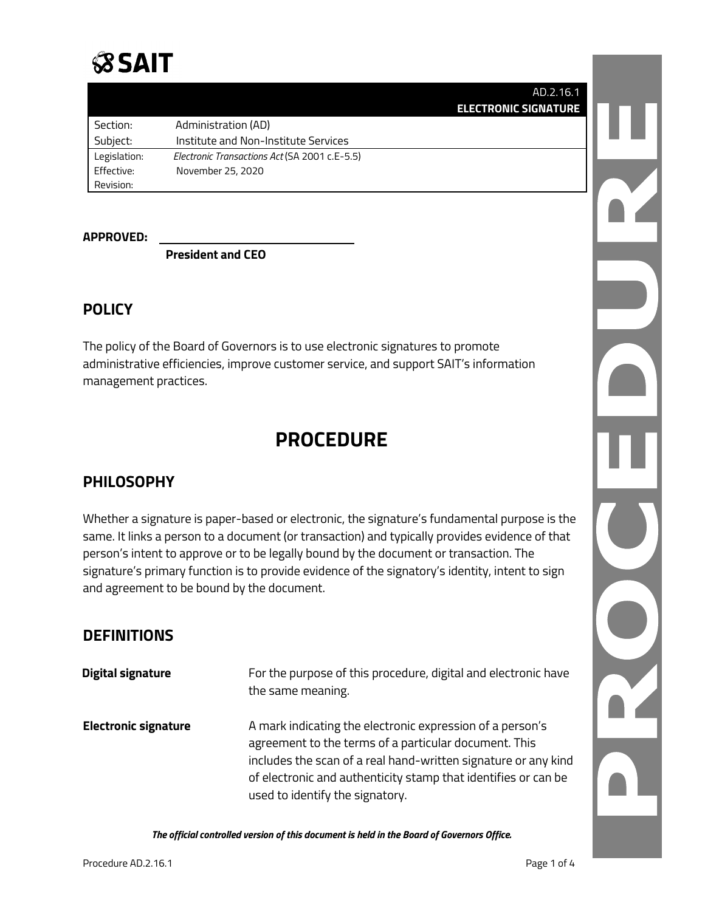# SAIT

| | AD.2.16.1 **ELECTRONIC SIGNATURE** |
|---|---|
| Section: | Administration (AD) |
| Subject: | Institute and Non-Institute Services |
| Legislation: | *Electronic Transactions Act* (SA 2001 c.E-5.5) |
| Effective: | November 25, 2020 |
| Revision: | |

**APPROVED:** ______________________________

**President and CEO**

## POLICY

The policy of the Board of Governors is to use electronic signatures to promote administrative efficiencies, improve customer service, and support SAIT's information management practices.

# PROCEDURE

## PHILOSOPHY

Whether a signature is paper-based or electronic, the signature's fundamental purpose is the same. It links a person to a document (or transaction) and typically provides evidence of that person's intent to approve or to be legally bound by the document or transaction. The signature's primary function is to provide evidence of the signatory's identity, intent to sign and agreement to be bound by the document.

## DEFINITIONS

**Digital signature** — For the purpose of this procedure, digital and electronic have the same meaning.

**Electronic signature** — A mark indicating the electronic expression of a person's agreement to the terms of a particular document. This includes the scan of a real hand-written signature or any kind of electronic and authenticity stamp that identifies or can be used to identify the signatory.

***The official controlled version of this document is held in the Board of Governors Office.***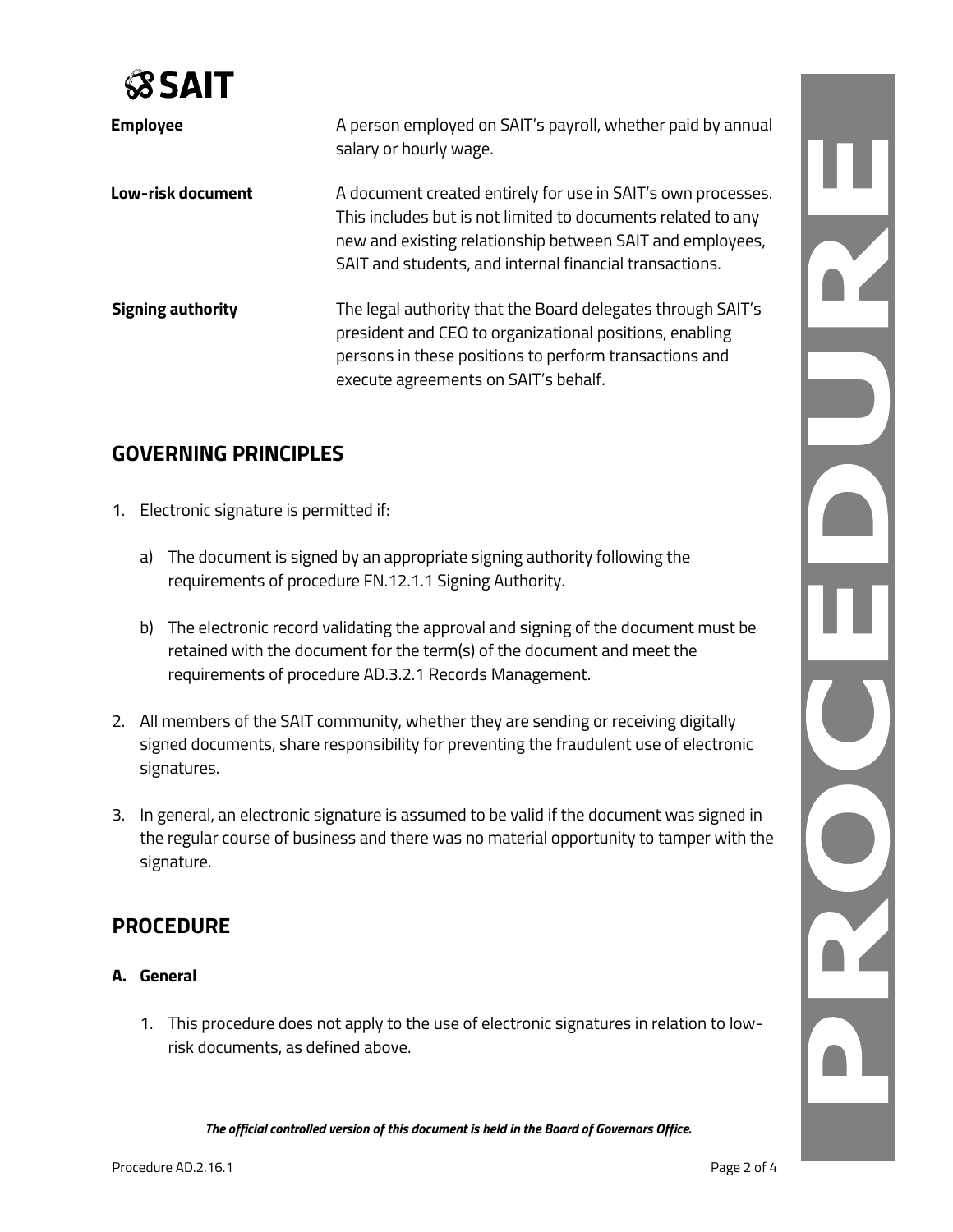| | |
|---|---|
| **Employee** | A person employed on SAIT's payroll, whether paid by annual salary or hourly wage. |
| **Low-risk document** | A document created entirely for use in SAIT's own processes. This includes but is not limited to documents related to any new and existing relationship between SAIT and employees, SAIT and students, and internal financial transactions. |
| **Signing authority** | The legal authority that the Board delegates through SAIT's president and CEO to organizational positions, enabling persons in these positions to perform transactions and execute agreements on SAIT's behalf. |

## GOVERNING PRINCIPLES

1. Electronic signature is permitted if:

   a) The document is signed by an appropriate signing authority following the requirements of procedure FN.12.1.1 Signing Authority.

   b) The electronic record validating the approval and signing of the document must be retained with the document for the term(s) of the document and meet the requirements of procedure AD.3.2.1 Records Management.

2. All members of the SAIT community, whether they are sending or receiving digitally signed documents, share responsibility for preventing the fraudulent use of electronic signatures.

3. In general, an electronic signature is assumed to be valid if the document was signed in the regular course of business and there was no material opportunity to tamper with the signature.

## PROCEDURE

### A. General

1. This procedure does not apply to the use of electronic signatures in relation to low-risk documents, as defined above.

***The official controlled version of this document is held in the Board of Governors Office.***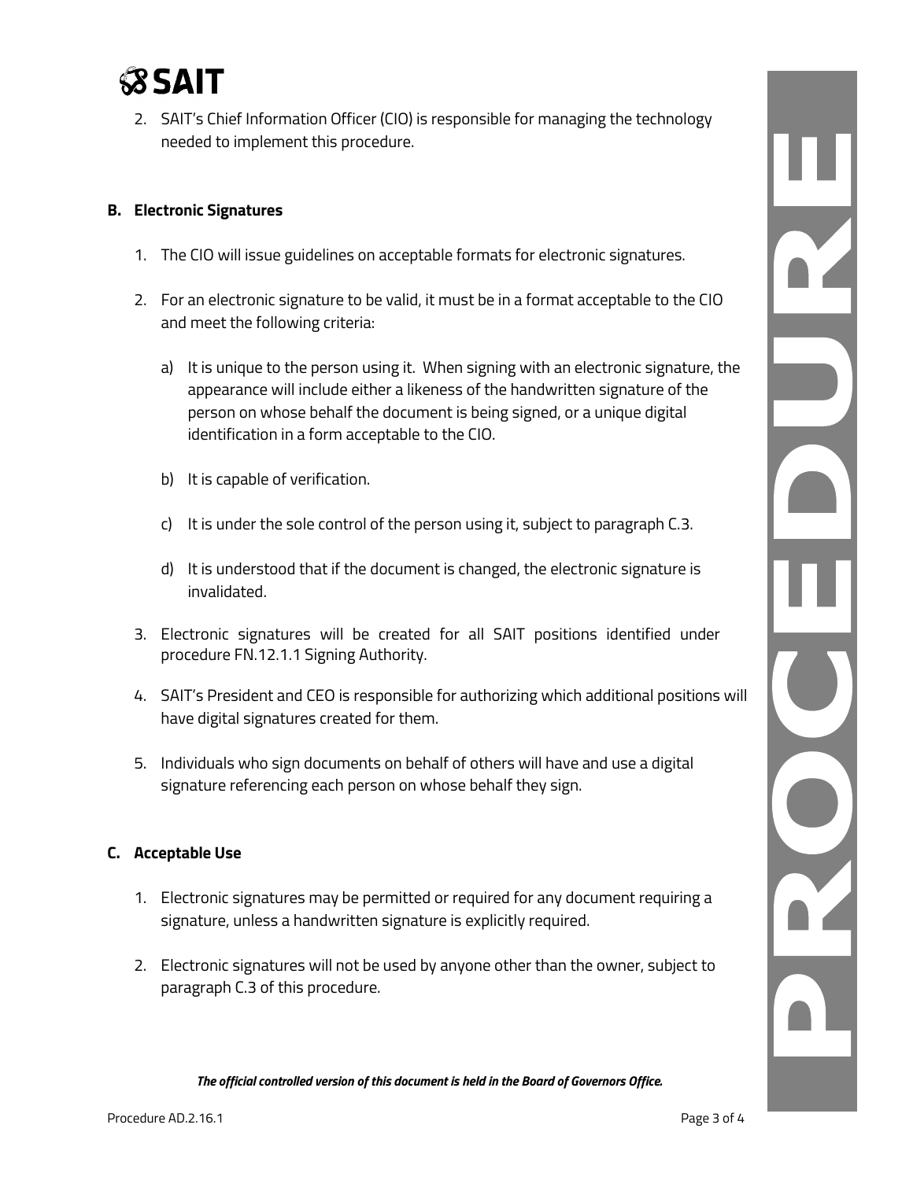2. SAIT's Chief Information Officer (CIO) is responsible for managing the technology needed to implement this procedure.

## B. Electronic Signatures

1. The CIO will issue guidelines on acceptable formats for electronic signatures.

2. For an electronic signature to be valid, it must be in a format acceptable to the CIO and meet the following criteria:

   a) It is unique to the person using it. When signing with an electronic signature, the appearance will include either a likeness of the handwritten signature of the person on whose behalf the document is being signed, or a unique digital identification in a form acceptable to the CIO.

   b) It is capable of verification.

   c) It is under the sole control of the person using it, subject to paragraph C.3.

   d) It is understood that if the document is changed, the electronic signature is invalidated.

3. Electronic signatures will be created for all SAIT positions identified under procedure FN.12.1.1 Signing Authority.

4. SAIT's President and CEO is responsible for authorizing which additional positions will have digital signatures created for them.

5. Individuals who sign documents on behalf of others will have and use a digital signature referencing each person on whose behalf they sign.

## C. Acceptable Use

1. Electronic signatures may be permitted or required for any document requiring a signature, unless a handwritten signature is explicitly required.

2. Electronic signatures will not be used by anyone other than the owner, subject to paragraph C.3 of this procedure.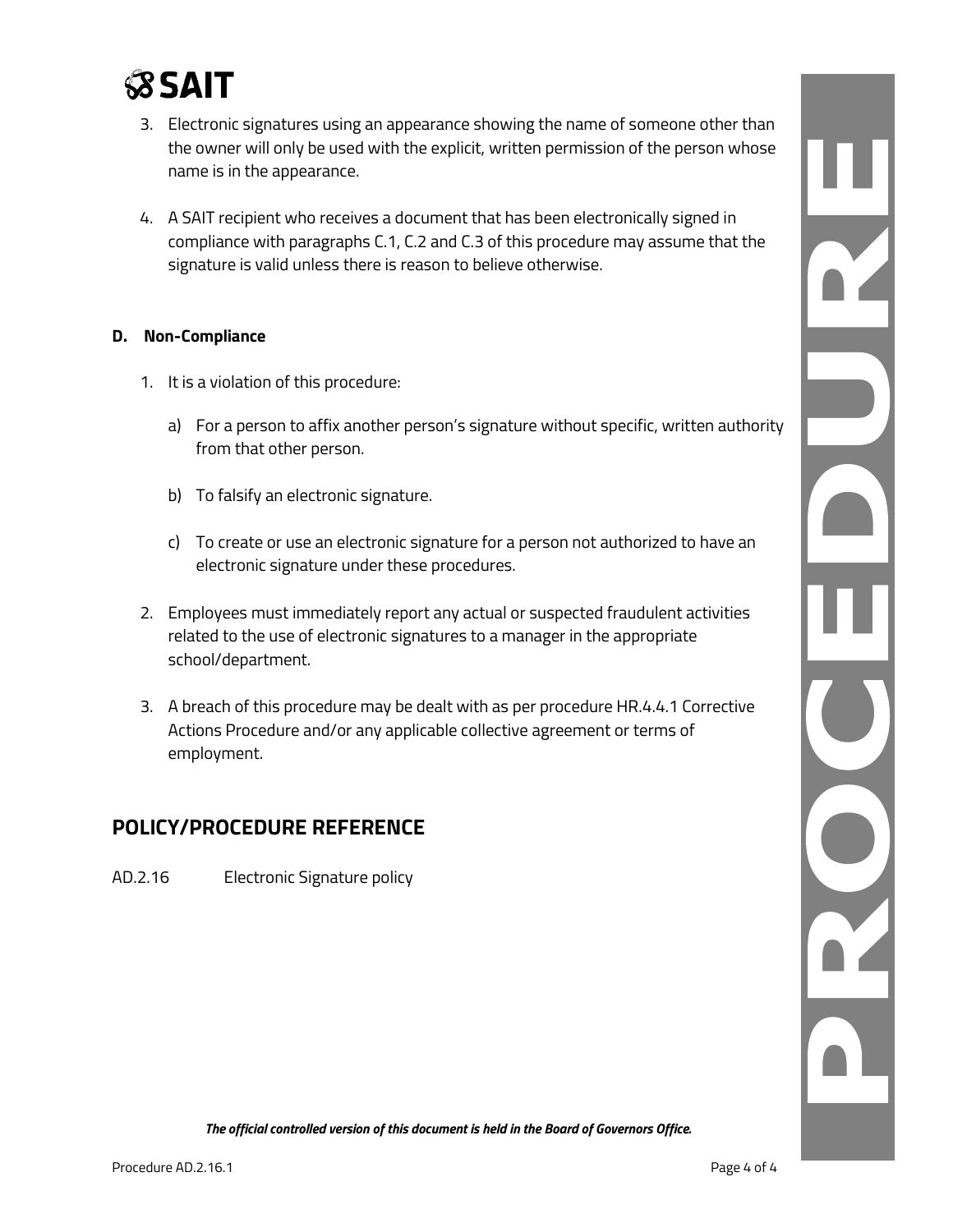3. Electronic signatures using an appearance showing the name of someone other than the owner will only be used with the explicit, written permission of the person whose name is in the appearance.

4. A SAIT recipient who receives a document that has been electronically signed in compliance with paragraphs C.1, C.2 and C.3 of this procedure may assume that the signature is valid unless there is reason to believe otherwise.

**D. Non-Compliance**

1. It is a violation of this procedure:

   a) For a person to affix another person's signature without specific, written authority from that other person.

   b) To falsify an electronic signature.

   c) To create or use an electronic signature for a person not authorized to have an electronic signature under these procedures.

2. Employees must immediately report any actual or suspected fraudulent activities related to the use of electronic signatures to a manager in the appropriate school/department.

3. A breach of this procedure may be dealt with as per procedure HR.4.4.1 Corrective Actions Procedure and/or any applicable collective agreement or terms of employment.

## POLICY/PROCEDURE REFERENCE

AD.2.16 Electronic Signature policy

***The official controlled version of this document is held in the Board of Governors Office.***